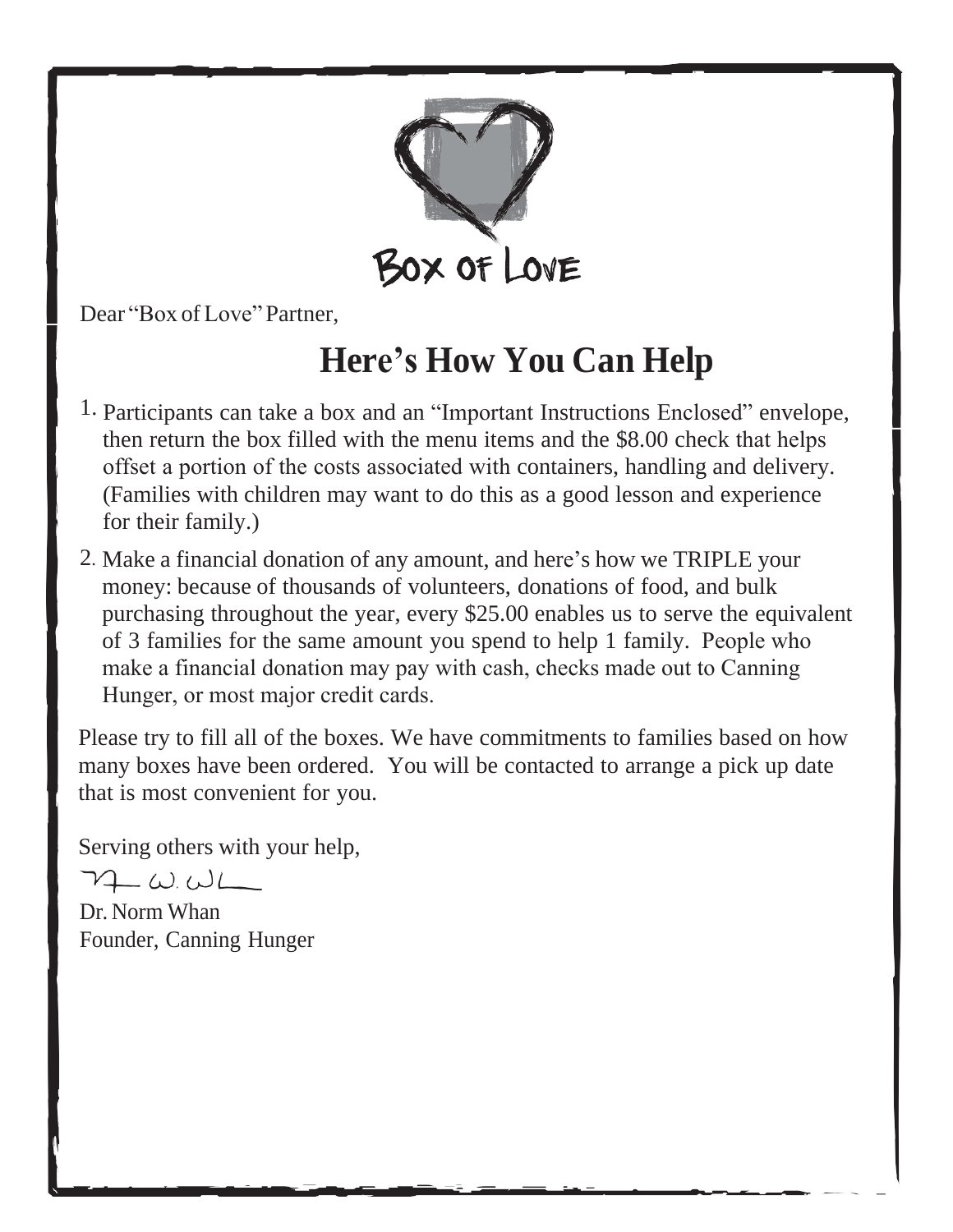Box of Love

Dear "Box of Love" Partner,

## Here's How You Can Help

1. Participants can take a box and an "Important Instructions Enclosed" envelope, then return the box filled with the menu items and the $8.00 check that helps offset a portion of the costs associated with containers, handling and delivery. (Families with children may want to do this as a good lesson and experience for their family.)
2. Make a financial donation of any amount, and here's how we TRIPLE your money: because of thousands of volunteers, donations of food, and bulk purchasing throughout the year, every $25.00 enables us to serve the equivalent of 3 families for the same amount you spend to help 1 family. People who make a financial donation may pay with cash, checks made out to Canning Hunger, or most major credit cards.

Please try to fill all of the boxes. We have commitments to families based on how many boxes have been ordered. You will be contacted to arrange a pick up date that is most convenient for you.

Serving others with your help,

Dr. Norm Whan
Founder, Canning Hunger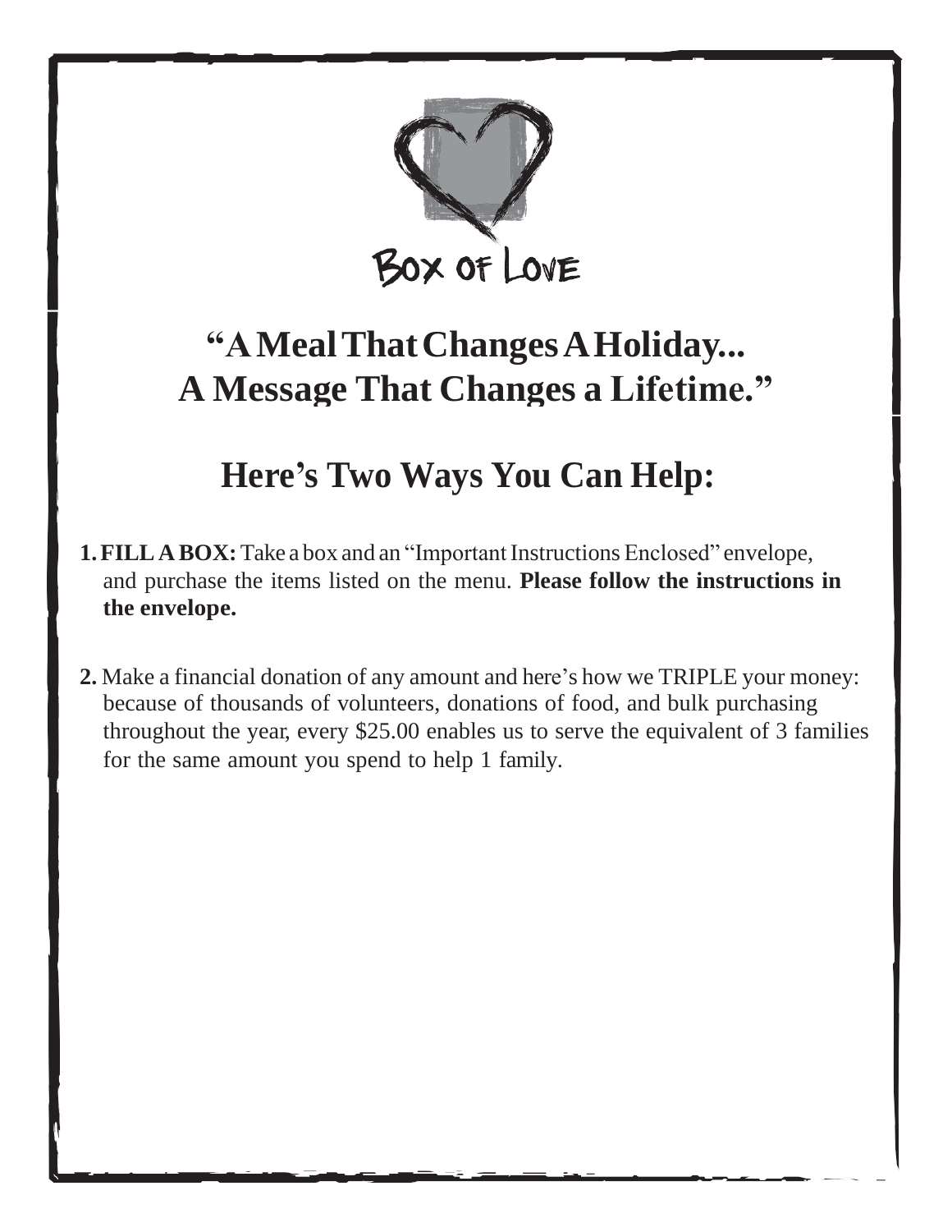Box of Love

# "A Meal That Changes A Holiday... A Message That Changes a Lifetime."

## Here's Two Ways You Can Help:

1. **FILL A BOX:** Take a box and an "Important Instructions Enclosed" envelope, and purchase the items listed on the menu. **Please follow the instructions in the envelope.**

2. Make a financial donation of any amount and here's how we TRIPLE your money: because of thousands of volunteers, donations of food, and bulk purchasing throughout the year, every $25.00 enables us to serve the equivalent of 3 families for the same amount you spend to help 1 family.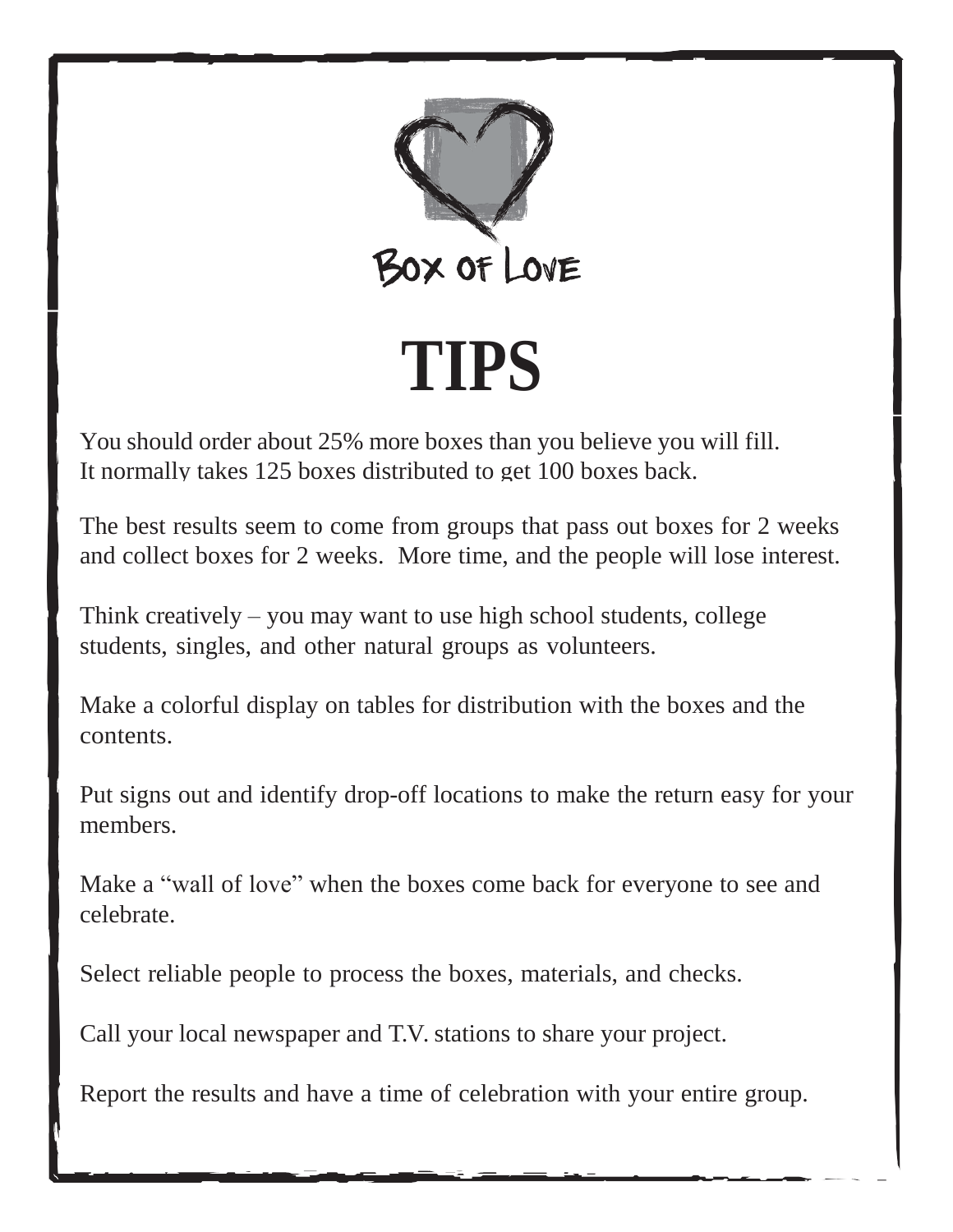Box of Love

# TIPS

You should order about 25% more boxes than you believe you will fill. It normally takes 125 boxes distributed to get 100 boxes back.

The best results seem to come from groups that pass out boxes for 2 weeks and collect boxes for 2 weeks. More time, and the people will lose interest.

Think creatively – you may want to use high school students, college students, singles, and other natural groups as volunteers.

Make a colorful display on tables for distribution with the boxes and the contents.

Put signs out and identify drop-off locations to make the return easy for your members.

Make a "wall of love" when the boxes come back for everyone to see and celebrate.

Select reliable people to process the boxes, materials, and checks.

Call your local newspaper and T.V. stations to share your project.

Report the results and have a time of celebration with your entire group.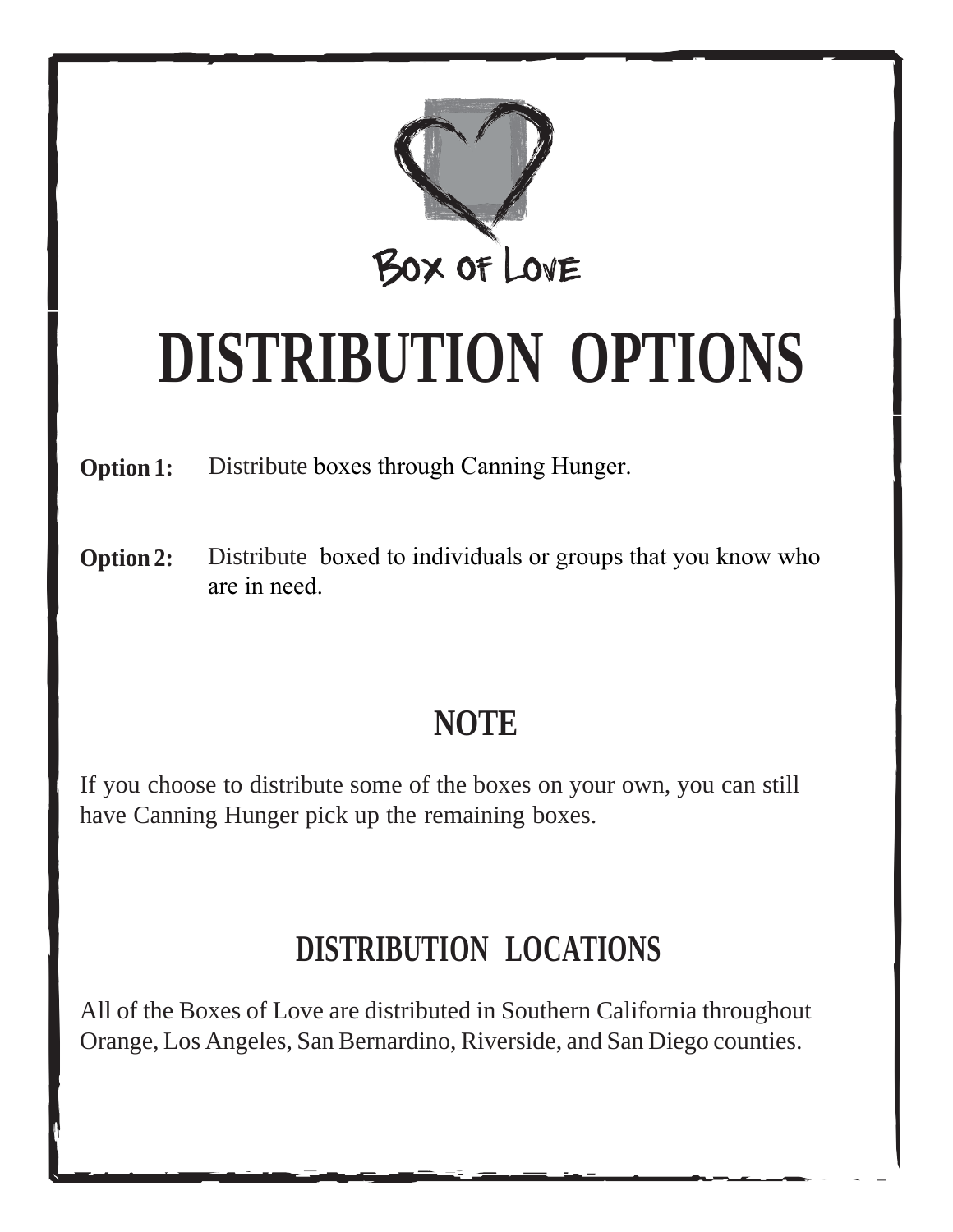Box of Love

# DISTRIBUTION OPTIONS

**Option 1:** Distribute boxes through Canning Hunger.

**Option 2:** Distribute boxed to individuals or groups that you know who are in need.

## NOTE

If you choose to distribute some of the boxes on your own, you can still have Canning Hunger pick up the remaining boxes.

## DISTRIBUTION LOCATIONS

All of the Boxes of Love are distributed in Southern California throughout Orange, Los Angeles, San Bernardino, Riverside, and San Diego counties.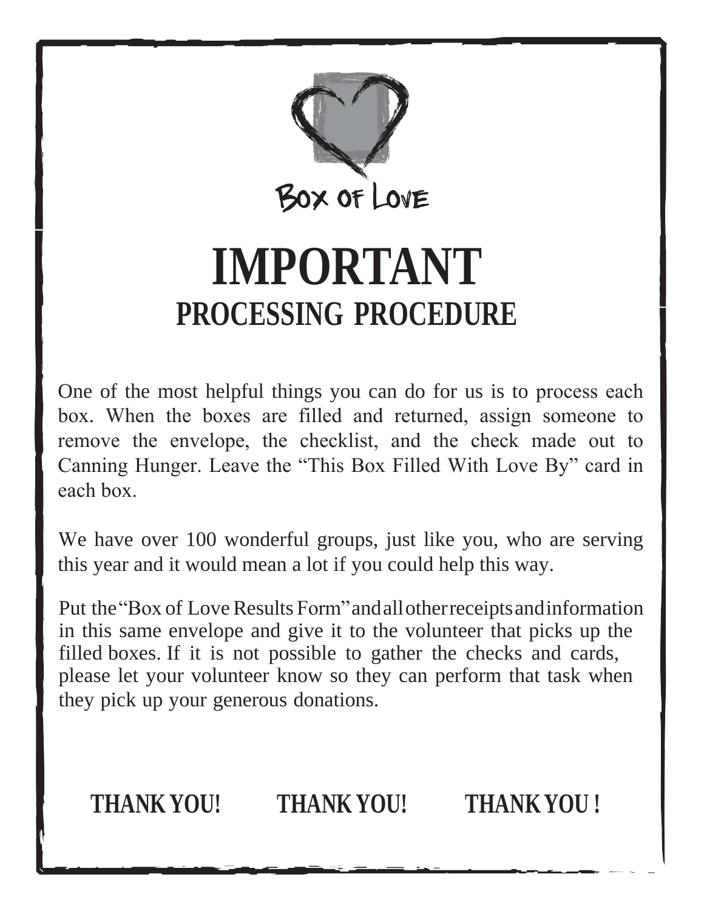Box of Love

# IMPORTANT

## PROCESSING PROCEDURE

One of the most helpful things you can do for us is to process each box. When the boxes are filled and returned, assign someone to remove the envelope, the checklist, and the check made out to Canning Hunger. Leave the "This Box Filled With Love By" card in each box.

We have over 100 wonderful groups, just like you, who are serving this year and it would mean a lot if you could help this way.

Put the "Box of Love Results Form" and all other receipts and information in this same envelope and give it to the volunteer that picks up the filled boxes. If it is not possible to gather the checks and cards, please let your volunteer know so they can perform that task when they pick up your generous donations.

**THANK YOU!** **THANK YOU!** **THANK YOU !**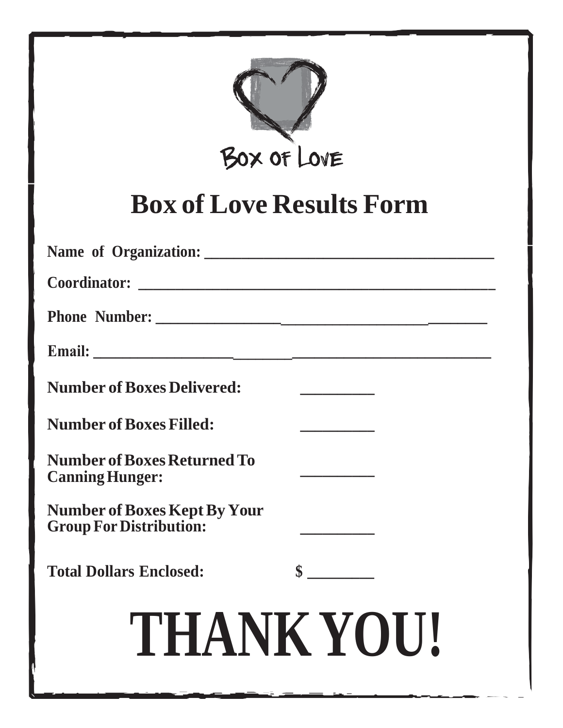Box of Love

# Box of Love Results Form

**Name of Organization:** ______________________________________

**Coordinator:** ______________________________________________

**Phone Number:** ____________________________________________

**Email:** ___________________________________________________

**Number of Boxes Delivered:** __________

**Number of Boxes Filled:** __________

**Number of Boxes Returned To Canning Hunger:** __________

**Number of Boxes Kept By Your Group For Distribution:** __________

**Total Dollars Enclosed:** $ _________

# THANK YOU!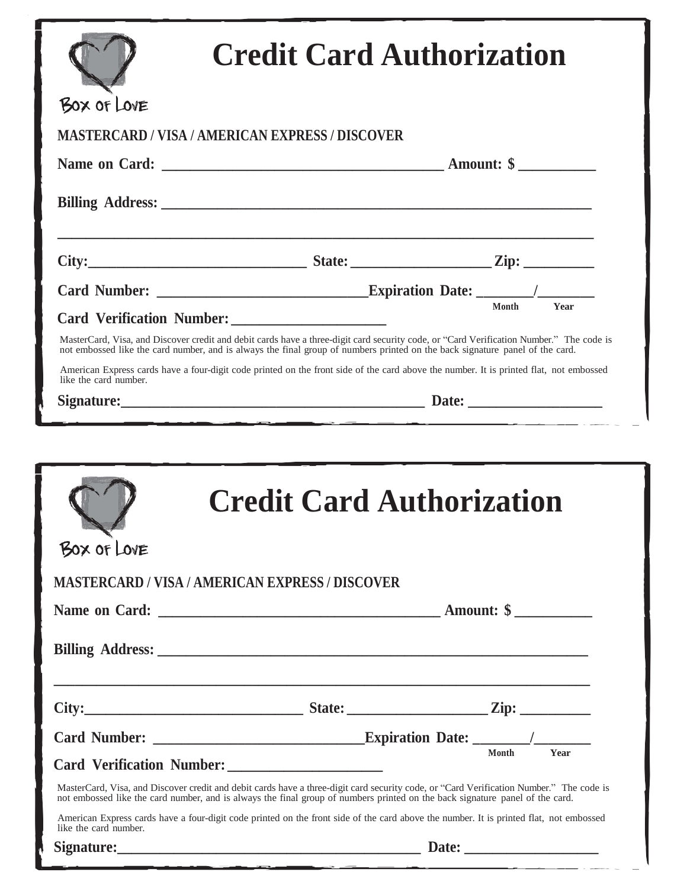Box of Love

# Credit Card Authorization

**MASTERCARD / VISA / AMERICAN EXPRESS / DISCOVER**

**Name on Card:** ______________________________________ **Amount: $** __________

**Billing Address:** ____________________________________________________________

_____________________________________________________________________________

**City:**______________________________ **State:** ___________________ **Zip:** _________

**Card Number:** ____________________________**Expiration Date:** _______/_______
Month Year

**Card Verification Number:** _____________________

MasterCard, Visa, and Discover credit and debit cards have a three-digit card security code, or "Card Verification Number." The code is not embossed like the card number, and is always the final group of numbers printed on the back signature panel of the card.

American Express cards have a four-digit code printed on the front side of the card above the number. It is printed flat, not embossed like the card number.

**Signature:**___________________________________________ **Date:** _________________

---

Box of Love

# Credit Card Authorization

**MASTERCARD / VISA / AMERICAN EXPRESS / DISCOVER**

**Name on Card:** ______________________________________ **Amount: $** __________

**Billing Address:** ____________________________________________________________

_____________________________________________________________________________

**City:**______________________________ **State:** ___________________ **Zip:** _________

**Card Number:** ____________________________**Expiration Date:** _______/_______
Month Year

**Card Verification Number:** _____________________

MasterCard, Visa, and Discover credit and debit cards have a three-digit card security code, or "Card Verification Number." The code is not embossed like the card number, and is always the final group of numbers printed on the back signature panel of the card.

American Express cards have a four-digit code printed on the front side of the card above the number. It is printed flat, not embossed like the card number.

**Signature:**___________________________________________ **Date:** _________________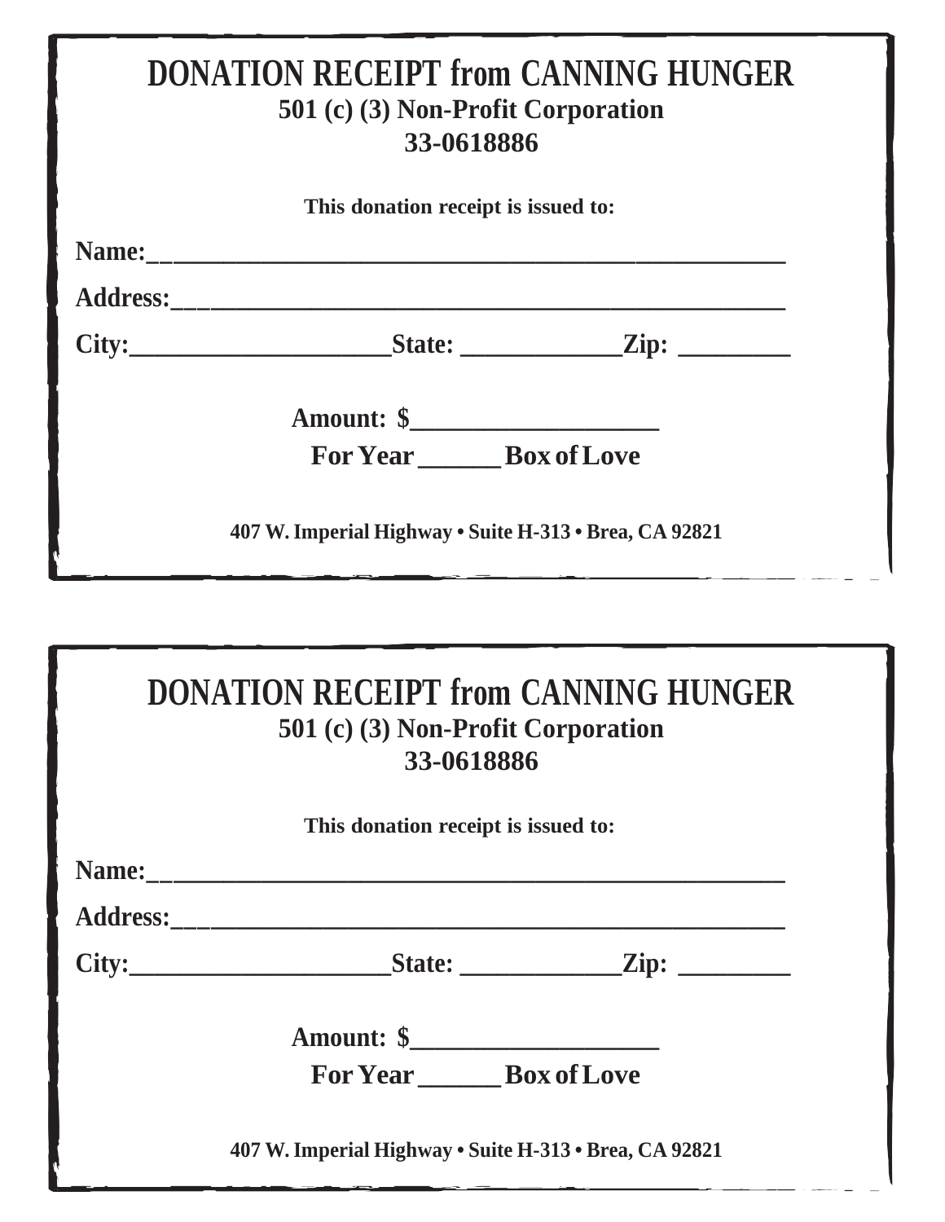# DONATION RECEIPT from CANNING HUNGER

**501 (c) (3) Non-Profit Corporation**

**33-0618886**

**This donation receipt is issued to:**

**Name:**___________________________________________________

**Address:**_________________________________________________

**City:**____________________**State:** ____________**Zip:** _________

**Amount: $**___________________

**For Year ______ Box of Love**

**407 W. Imperial Highway • Suite H-313 • Brea, CA 92821**

# DONATION RECEIPT from CANNING HUNGER

**501 (c) (3) Non-Profit Corporation**

**33-0618886**

**This donation receipt is issued to:**

**Name:**___________________________________________________

**Address:**_________________________________________________

**City:**____________________**State:** ____________**Zip:** _________

**Amount: $**___________________

**For Year ______ Box of Love**

**407 W. Imperial Highway • Suite H-313 • Brea, CA 92821**